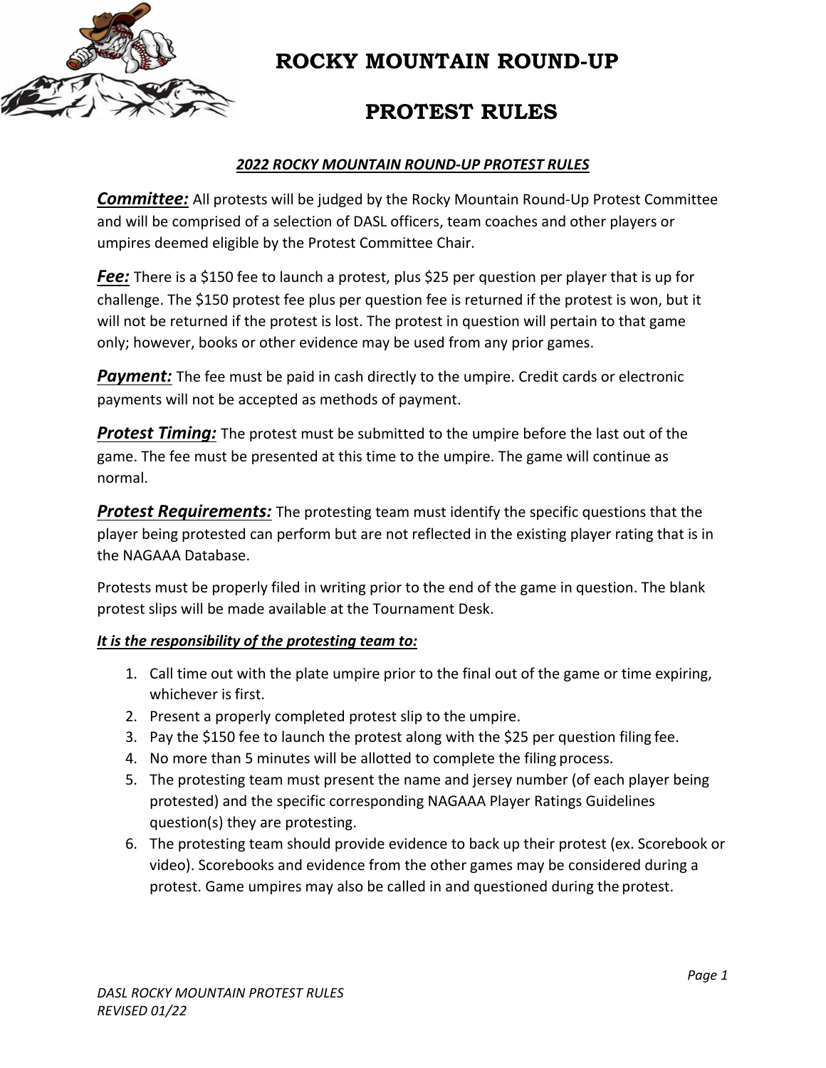# ROCKY MOUNTAIN ROUND-UP

# PROTEST RULES

## *2022 ROCKY MOUNTAIN ROUND-UP PROTEST RULES*

***Committee:*** All protests will be judged by the Rocky Mountain Round-Up Protest Committee and will be comprised of a selection of DASL officers, team coaches and other players or umpires deemed eligible by the Protest Committee Chair.

***Fee:*** There is a $150 fee to launch a protest, plus $25 per question per player that is up for challenge. The $150 protest fee plus per question fee is returned if the protest is won, but it will not be returned if the protest is lost. The protest in question will pertain to that game only; however, books or other evidence may be used from any prior games.

***Payment:*** The fee must be paid in cash directly to the umpire. Credit cards or electronic payments will not be accepted as methods of payment.

***Protest Timing:*** The protest must be submitted to the umpire before the last out of the game. The fee must be presented at this time to the umpire. The game will continue as normal.

***Protest Requirements:*** The protesting team must identify the specific questions that the player being protested can perform but are not reflected in the existing player rating that is in the NAGAAA Database.

Protests must be properly filed in writing prior to the end of the game in question. The blank protest slips will be made available at the Tournament Desk.

***It is the responsibility of the protesting team to:***

1. Call time out with the plate umpire prior to the final out of the game or time expiring, whichever is first.
2. Present a properly completed protest slip to the umpire.
3. Pay the $150 fee to launch the protest along with the $25 per question filing fee.
4. No more than 5 minutes will be allotted to complete the filing process.
5. The protesting team must present the name and jersey number (of each player being protested) and the specific corresponding NAGAAA Player Ratings Guidelines question(s) they are protesting.
6. The protesting team should provide evidence to back up their protest (ex. Scorebook or video). Scorebooks and evidence from the other games may be considered during a protest. Game umpires may also be called in and questioned during the protest.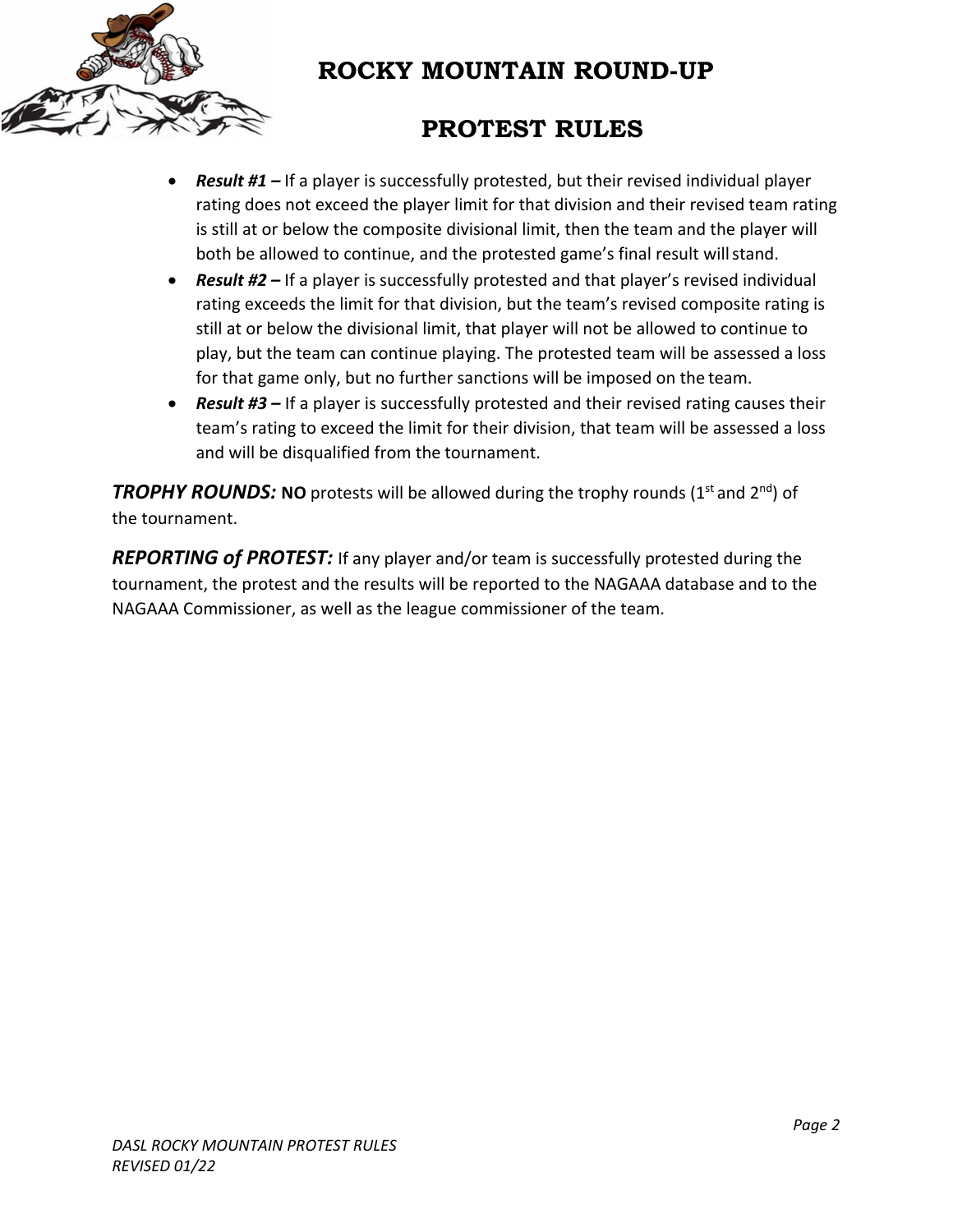# ROCKY MOUNTAIN ROUND-UP

# PROTEST RULES

- ***Result #1 –*** If a player is successfully protested, but their revised individual player rating does not exceed the player limit for that division and their revised team rating is still at or below the composite divisional limit, then the team and the player will both be allowed to continue, and the protested game's final result will stand.
- ***Result #2 –*** If a player is successfully protested and that player's revised individual rating exceeds the limit for that division, but the team's revised composite rating is still at or below the divisional limit, that player will not be allowed to continue to play, but the team can continue playing. The protested team will be assessed a loss for that game only, but no further sanctions will be imposed on the team.
- ***Result #3 –*** If a player is successfully protested and their revised rating causes their team's rating to exceed the limit for their division, that team will be assessed a loss and will be disqualified from the tournament.

***TROPHY ROUNDS:*** **NO** protests will be allowed during the trophy rounds (1st and 2nd) of the tournament.

***REPORTING of PROTEST:*** If any player and/or team is successfully protested during the tournament, the protest and the results will be reported to the NAGAAA database and to the NAGAAA Commissioner, as well as the league commissioner of the team.